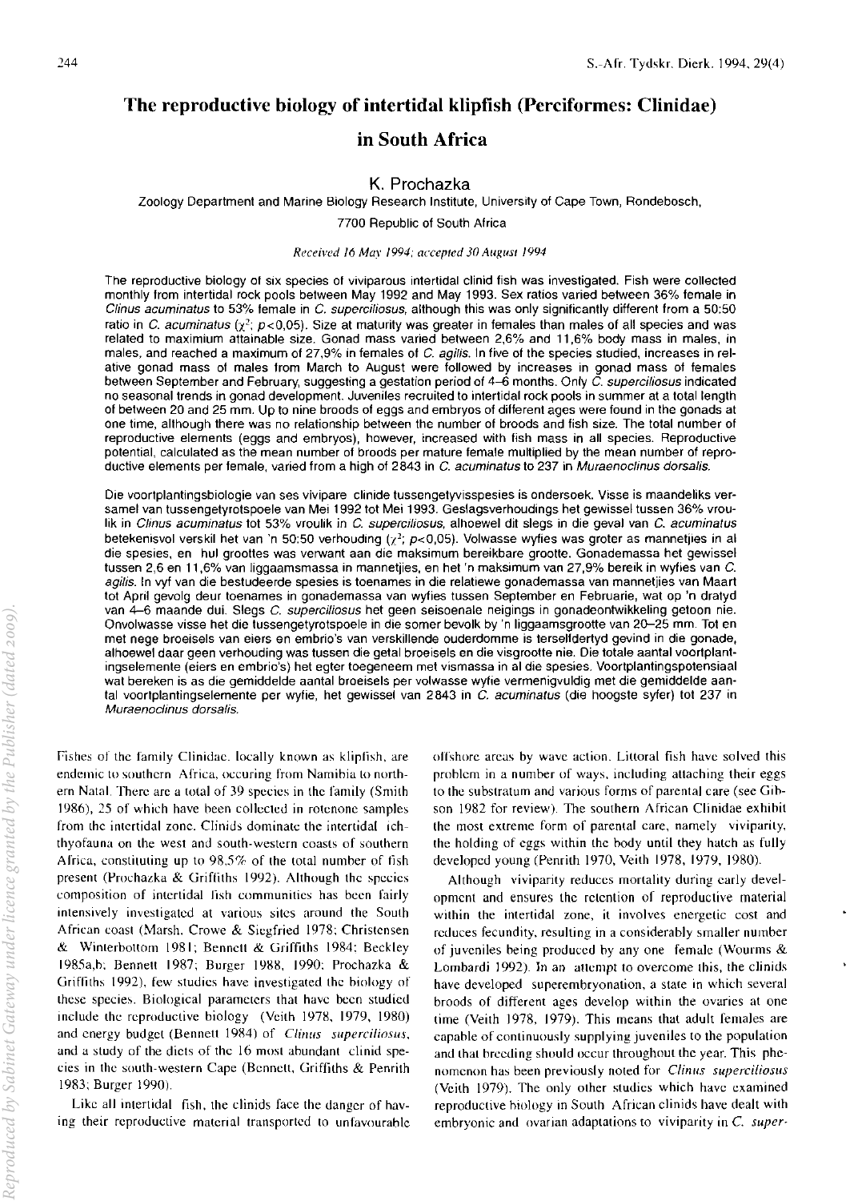# The reproductive biology of intertidal klipfish (Perciformes: Clinidae) in South Africa

**K. Prochazka**

Zoology Department and Marine Biology Research Institute, University of Cape Town, Rondebosch, 7700 Republic of South Africa

*Received 16 May 1994; accepted 30 August 1994*

The reproductive biology of six species of viviparous intertidal clinid fish was investigated. Fish were collected monthly from intertidal rock pools between May 1992 and May 1993. Sex ratios varied between 36% female in *Clinus acuminatus* to 53% female in *C. superciliosus*, although this was only significantly different from a 50:50 ratio in *C. acuminatus* ($\chi^2$; $p<0{,}05$). Size at maturity was greater in females than males of all species and was related to maximum attainable size. Gonad mass varied between 2,6% and 11,6% body mass in males, and reached a maximum of 27,9% in females of *C. agilis*. In five of the species studied, increases in relative gonad mass of males from March to August were followed by increases in gonad mass of females between September and February, suggesting a gestation period of 4–6 months. Only *C. superciliosus* indicated no seasonal trends in gonad development. Juveniles recruited to intertidal rock pools in summer at a total length of between 20 and 25 mm. Up to nine broods of eggs and embryos of different ages were found in the gonads at one time, although there was no relationship between the number of broods and fish size. The total number of reproductive elements (eggs and embryos), however, increased with fish mass in all species. Reproductive potential, calculated as the mean number of broods per mature female multiplied by the mean number of reproductive elements per female, varied from a high of 2843 in *C. acuminatus* to 237 in *Muraenoclinus dorsalis*.

Die voortplantingsbiologie van ses vivipare clinide tussengetyvisspesies is ondersoek. Visse is maandeliks versamel van tussengetyrotspoele van Mei 1992 tot Mei 1993. Geslagsverhoudings het gewissel tussen 36% vroulik in *Clinus acuminatus* tot 53% vroulik in *C. superciliosus*, alhoewel dit slegs in die geval van *C. acuminatus* betekenisvol verskil het van 'n 50:50 verhouding ($\chi^2$; $p<0{,}05$). Volwasse wyfies was groter as mannetjies in al die spesies, en hul groottes was verwant aan die maksimum bereikbare grootte. Gonademassa het gewissel tussen 2,6 en 11,6% van liggaamsmassa in mannetjies, en het 'n maksimum van 27,9% bereik in wyfies van *C. agilis*. In vyf van die bestudeerde spesies is toenames in die relatiewe gonademassa van mannetjies van Maart tot April gevolg deur toenames in gonademassa van wyfies tussen September en Februarie, wat op 'n dratyd van 4–6 maande dui. Slegs *C. superciliosus* het geen seisoenale neigings in gonadeontwikkeling getoon nie. Onvolwasse visse het die tussengetyrotspoele in die somer bevolk by 'n liggaamsgrootte van 20–25 mm. Tot en met nege broeisels van eiers en embrio's van verskillende ouderdomme is terselfdertyd gevind in die gonade, alhoewel daar geen verhouding was tussen die getal broeisels en die visgrootte nie. Die totale aantal voortplantingselemente (eiers en embrio's) het egter toegeneem met vismassa in al die spesies. Voortplantingspotensiaal wat bereken is as die gemiddelde aantal broeisels per volwasse wyfie vermenigvuldig met die gemiddelde aantal voortplantingselemente per wyfie, het gewissel van 2843 in *C. acuminatus* (die hoogste syfer) tot 237 in *Muraenoclinus dorsalis*.

Fishes of the family Clinidae, locally known as klipfish, are endemic to southern Africa, occuring from Namibia to northern Natal. There are a total of 39 species in the family (Smith 1986), 25 of which have been collected in rotenone samples from the intertidal zone. Clinids dominate the intertidal ichthyofauna on the west and south-western coasts of southern Africa, constituting up to 98,5% of the total number of fish present (Prochazka & Griffiths 1992). Although the species composition of intertidal fish communities has been fairly intensively investigated at various sites around the South African coast (Marsh, Crowe & Siegfried 1978; Christensen & Winterbottom 1981; Bennett & Griffiths 1984; Beckley 1985a,b; Bennett 1987; Burger 1988, 1990; Prochazka & Griffiths 1992), few studies have investigated the biology of these species. Biological parameters that have been studied include the reproductive biology (Veith 1978, 1979, 1980) and energy budget (Bennett 1984) of *Clinus superciliosus*, and a study of the diets of the 16 most abundant clinid species in the south-western Cape (Bennett, Griffiths & Penrith 1983; Burger 1990).

Like all intertidal fish, the clinids face the danger of having their reproductive material transported to unfavourable offshore areas by wave action. Littoral fish have solved this problem in a number of ways, including attaching their eggs to the substratum and various forms of parental care (see Gibson 1982 for review). The southern African Clinidae exhibit the most extreme form of parental care, namely viviparity, the holding of eggs within the body until they hatch as fully developed young (Penrith 1970, Veith 1978, 1979, 1980).

Although viviparity reduces mortality during early development and ensures the retention of reproductive material within the intertidal zone, it involves energetic cost and reduces fecundity, resulting in a considerably smaller number of juveniles being produced by any one female (Wourms & Lombardi 1992). In an attempt to overcome this, the clinids have developed superembryonation, a state in which several broods of different ages develop within the ovaries at one time (Veith 1978, 1979). This means that adult females are capable of continuously supplying juveniles to the population and that breeding should occur throughout the year. This phenomenon has been previously noted for *Clinus superciliosus* (Veith 1979). The only other studies which have examined reproductive biology in South African clinids have dealt with embryonic and ovarian adaptations to viviparity in *C. super-*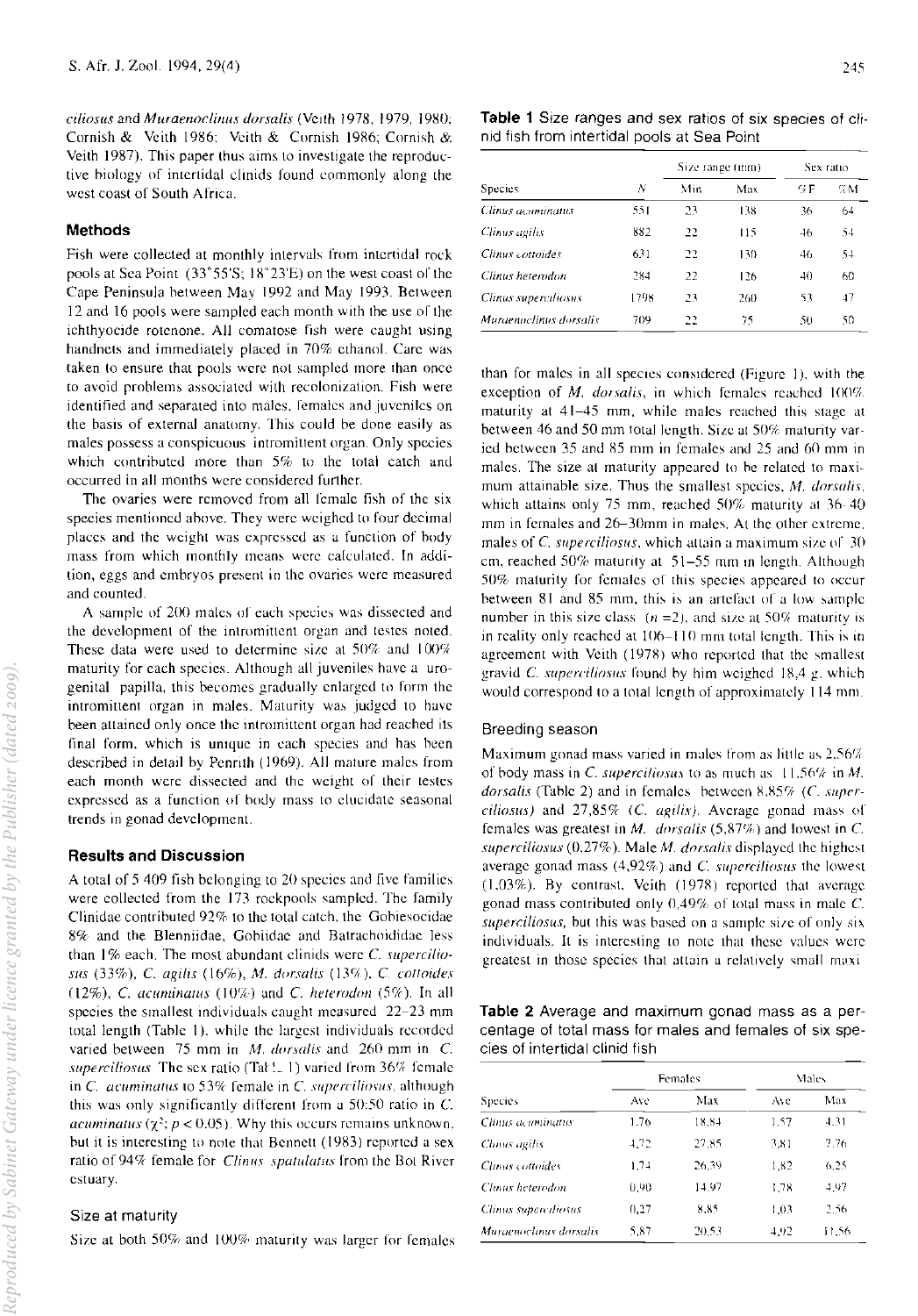*ciliosus* and *Muraenoclinus dorsalis* (Veith 1978, 1979, 1980; Cornish & Veith 1986; Veith & Cornish 1986; Cornish & Veith 1987). This paper thus aims to investigate the reproductive biology of intertidal clinids found commonly along the west coast of South Africa.

## Methods

Fish were collected at monthly intervals from intertidal rock pools at Sea Point (33°55'S; 18°23'E) on the west coast of the Cape Peninsula between May 1992 and May 1993. Between 12 and 16 pools were sampled each month with the use of the ichthyocide rotenone. All comatose fish were caught using handnets and immediately placed in 70% ethanol. Care was taken to ensure that pools were not sampled more than once to avoid problems associated with recolonization. Fish were identified and separated into males, females and juveniles on the basis of external anatomy. This could be done easily as males possess a conspicuous intromittent organ. Only species which contributed more than 5% to the total catch and occurred in all months were considered further.

The ovaries were removed from all female fish of the six species mentioned above. They were weighed to four decimal places and the weight was expressed as a function of body mass from which monthly means were calculated. In addition, eggs and embryos present in the ovaries were measured and counted.

A sample of 200 males of each species was dissected and the development of the intromittent organ and testes noted. These data were used to determine size at 50% and 100% maturity for each species. Although all juveniles have a urogenital papilla, this becomes gradually enlarged to form the intromittent organ in males. Maturity was judged to have been attained only once the intromittent organ had reached its final form, which is unique in each species and has been described in detail by Penrith (1969). All mature males from each month were dissected and the weight of their testes expressed as a function of body mass to elucidate seasonal trends in gonad development.

## Results and Discussion

A total of 5 409 fish belonging to 20 species and five families were collected from the 173 rockpools sampled. The family Clinidae contributed 92% to the total catch, the Gobiesocidae 8% and the Blenniidae, Gobiidae and Batrachoididae less than 1% each. The most abundant clinids were *C. superciliosus* (33%), *C. agilis* (16%), *M. dorsalis* (13%), *C. cottoides* (12%), *C. acuminatus* (10%) and *C. heterodon* (5%). In all species the smallest individuals caught measured 22–23 mm total length (Table 1), while the largest individuals recorded varied between 75 mm in *M. dorsalis* and 260 mm in *C. superciliosus*. The sex ratio (Table 1) varied from 36% female in *C. acuminatus* to 53% female in *C. superciliosus*, although this was only significantly different from a 50:50 ratio in *C. acuminatus* ($\chi^2$; $p < 0.05$). Why this occurs remains unknown, but it is interesting to note that Bennett (1983) reported a sex ratio of 94% female for *Clinus spatulatus* from the Bot River estuary.

### Size at maturity

Size at both 50% and 100% maturity was larger for females than for males in all species considered (Figure 1), with the exception of *M. dorsalis*, in which females reached 100% maturity at 41–45 mm, while males reached this stage at between 46 and 50 mm total length. Size at 50% maturity varied between 35 and 85 mm in females and 25 and 60 mm in males. The size at maturity appeared to be related to maximum attainable size. Thus the smallest species, *M. dorsalis*, which attains only 75 mm, reached 50% maturity at 36–40 mm in females and 26–30mm in males. At the other extreme, males of *C. superciliosus*, which attain a maximum size of 30 cm, reached 50% maturity at 51–55 mm in length. Although 50% maturity for females of this species appeared to occur between 81 and 85 mm, this is an artefact of a low sample number in this size class ($n$ =2), and size at 50% maturity is in reality only reached at 106–110 mm total length. This is in agreement with Veith (1978) who reported that the smallest gravid *C. superciliosus* found by him weighed 18,4 g, which would correspond to a total length of approximately 114 mm.

### Breeding season

Maximum gonad mass varied in males from as little as 2,56% of body mass in *C. superciliosus* to as much as 11,56% in *M. dorsalis* (Table 2) and in females between 8,85% (*C. superciliosus*) and 27,85% (*C. agilis*). Average gonad mass of females was greatest in *M. dorsalis* (5,87%) and lowest in *C. superciliosus* (0,27%). Male *M. dorsalis* displayed the highest average gonad mass (4,92%) and *C. superciliosus* the lowest (1,03%). By contrast, Veith (1978) reported that average gonad mass contributed only 0,49% of total mass in male *C. superciliosus*, but this was based on a sample size of only six individuals. It is interesting to note that these values were greatest in those species that attain a relatively small maxi-

**Table 1** Size ranges and sex ratios of six species of clinid fish from intertidal pools at Sea Point

| Species | $N$ | Size range (mm) | | Sex ratio | |
|---|---|---|---|---|---|
| | | Min | Max | %F | %M |
| *Clinus acuminatus* | 551 | 23 | 138 | 36 | 64 |
| *Clinus agilis* | 882 | 22 | 115 | 46 | 54 |
| *Clinus cottoides* | 631 | 22 | 130 | 46 | 54 |
| *Clinus heterodon* | 284 | 22 | 126 | 40 | 60 |
| *Clinus superciliosus* | 1798 | 23 | 260 | 53 | 47 |
| *Muraenoclinus dorsalis* | 709 | 22 | 75 | 50 | 50 |

**Table 2** Average and maximum gonad mass as a percentage of total mass for males and females of six species of intertidal clinid fish

| Species | Females | | Males | |
|---|---|---|---|---|
| | Ave | Max | Ave | Max |
| *Clinus acuminatus* | 1,76 | 18,84 | 1,57 | 4,31 |
| *Clinus agilis* | 4,72 | 27,85 | 3,81 | 7,76 |
| *Clinus cottoides* | 1,74 | 26,39 | 1,82 | 6,25 |
| *Clinus heterodon* | 0,90 | 14,97 | 1,78 | 4,97 |
| *Clinus superciliosus* | 0,27 | 8,85 | 1,03 | 2,56 |
| *Muraenoclinus dorsalis* | 5,87 | 20,53 | 4,92 | 11,56 |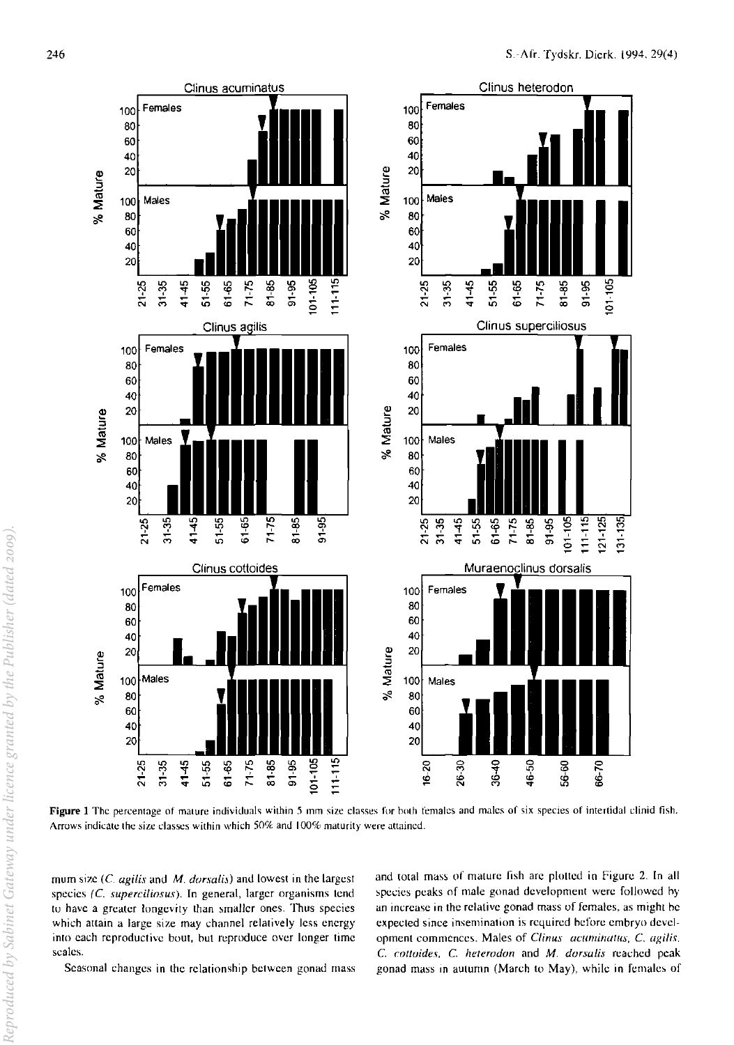Figure 1 The percentage of mature individuals within 5 mm size classes for both females and males of six species of intertidal clinid fish. Arrows indicate the size classes within which 50% and 100% maturity were attained.

mum size (*C. agilis* and *M. dorsalis*) and lowest in the largest species (*C. superciliosus*). In general, larger organisms tend to have a greater longevity than smaller ones. Thus species which attain a large size may channel relatively less energy into each reproductive bout, but reproduce over longer time scales.

Seasonal changes in the relationship between gonad mass and total mass of mature fish are plotted in Figure 2. In all species peaks of male gonad development were followed by an increase in the relative gonad mass of females, as might be expected since insemination is required before embryo development commences. Males of *Clinus acuminatus*, *C. agilis*, *C. cottoides*, *C. heterodon* and *M. dorsalis* reached peak gonad mass in autumn (March to May), while in females of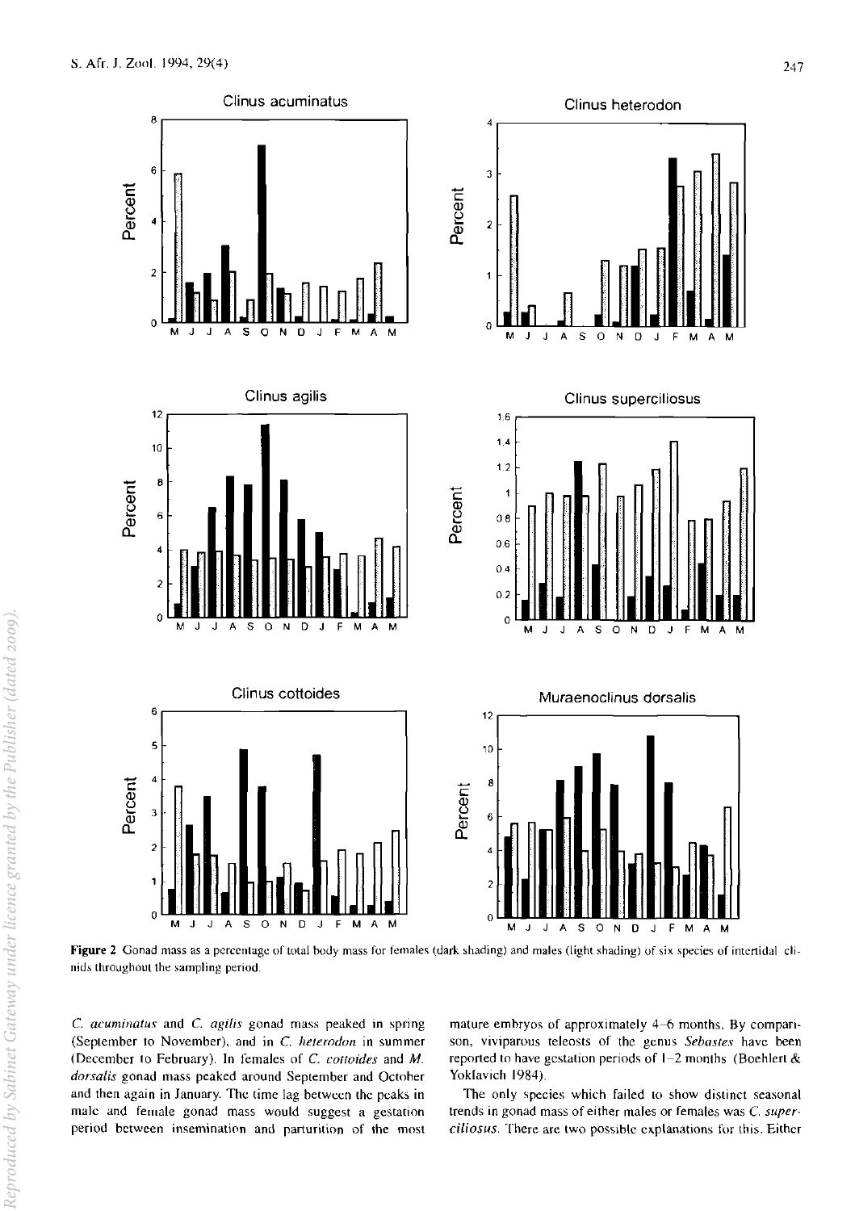**Figure 2** Gonad mass as a percentage of total body mass for females (dark shading) and males (light shading) of six species of intertidal clinids throughout the sampling period.

*C. acuminatus* and *C. agilis* gonad mass peaked in spring (September to November), and in *C. heterodon* in summer (December to February). In females of *C. cottoides* and *M. dorsalis* gonad mass peaked around September and October and then again in January. The time lag between the peaks in male and female gonad mass would suggest a gestation period between insemination and parturition of the most mature embryos of approximately 4–6 months. By comparison, viviparous teleosts of the genus *Sebastes* have been reported to have gestation periods of 1–2 months (Boehlert & Yoklavich 1984).

The only species which failed to show distinct seasonal trends in gonad mass of either males or females was *C. superciliosus*. There are two possible explanations for this. Either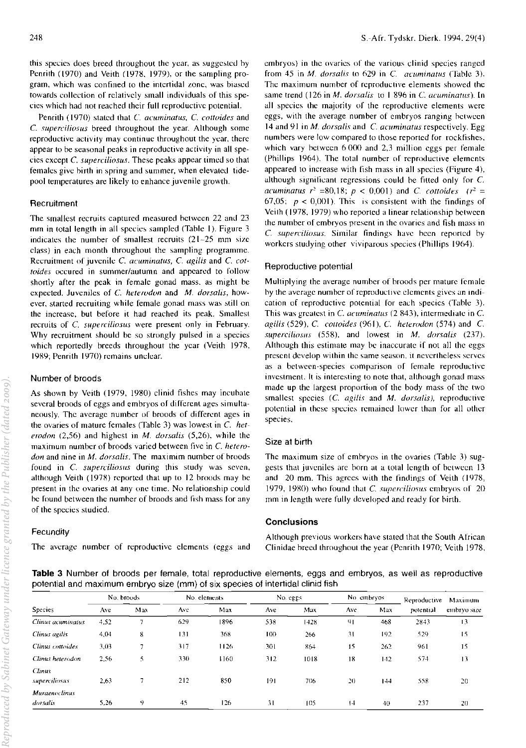this species does breed throughout the year, as suggested by Penrith (1970) and Veith (1978, 1979), or the sampling program, which was confined to the intertidal zone, was biased towards collection of relatively small individuals of this species which had not reached their full reproductive potential.

Penrith (1970) stated that *C. acuminatus*, *C. cottoides* and *C. superciliosus* breed throughout the year. Although some reproductive activity may continue throughout the year, there appear to be seasonal peaks in reproductive activity in all species except *C. superciliosus*. These peaks appear timed so that females give birth in spring and summer, when elevated tidepool temperatures are likely to enhance juvenile growth.

### Recruitment

The smallest recruits captured measured between 22 and 23 mm in total length in all species sampled (Table 1). Figure 3 indicates the number of smallest recruits (21–25 mm size class) in each month throughout the sampling programme. Recruitment of juvenile *C. acuminatus*, *C. agilis* and *C. cottoides* occured in summer/autumn and appeared to follow shortly after the peak in female gonad mass, as might be expected. Juveniles of *C. heterodon* and *M. dorsalis*, however, started recruiting while female gonad mass was still on the increase, but before it had reached its peak. Smallest recruits of *C. superciliosus* were present only in February. Why recruitment should be so strongly pulsed in a species which reportedly breeds throughout the year (Veith 1978, 1989; Penrith 1970) remains unclear.

### Number of broods

As shown by Veith (1979, 1980) clinid fishes may incubate several broods of eggs and embryos of different ages simultaneously. The average number of broods of different ages in the ovaries of mature females (Table 3) was lowest in *C. heterodon* (2,56) and highest in *M. dorsalis* (5,26), while the maximum number of broods varied between five in *C. heterodon* and nine in *M. dorsalis*. The maximim number of broods found in *C. superciliosus* during this study was seven, although Veith (1978) reported that up to 12 broods may be present in the ovaries at any one time. No relationship could be found between the number of broods and fish mass for any of the species studied.

### Fecundity

The average number of reproductive elements (eggs and embryos) in the ovaries of the various clinid species ranged from 45 in *M. dorsalis* to 629 in *C. acuminatus* (Table 3). The maximum number of reproductive elements showed the same trend (126 in *M. dorsalis* to 1 896 in *C. acuminatus*). In all species the majority of the reproductive elements were eggs, with the average number of embryos ranging between 14 and 91 in *M. dorsalis* and *C. acuminatus* respectively. Egg numbers were low compared to those reported for rockfishes, which vary between 6 000 and 2,3 million eggs per female (Phillips 1964). The total number of reproductive elements appeared to increase with fish mass in all species (Figure 4), although significant regressions could be fitted only for *C. acuminatus* $r^2 = 80{,}18$; $p < 0{,}001$) and *C. cottoides* ($r^2 = 67{,}05$; $p < 0{,}001$). This is consistent with the findings of Veith (1978, 1979) who reported a linear relationship between the number of embryos present in the ovaries and fish mass in *C. superciliosus*. Similar findings have been reported by workers studying other viviparous species (Phillips 1964).

### Reproductive potential

Multiplying the average number of broods per mature female by the average number of reproductive elements gives an indication of reproductive potential for each species (Table 3). This was greatest in *C. acuminatus* (2 843), intermediate in *C. agilis* (529), *C. cottoides* (961), *C. heterodon* (574) and *C. superciliosus* (558), and lowest in *M. dorsalis* (237). Although this estimate may be inaccurate if not all the eggs present develop within the same season, it nevertheless serves as a between-species comparison of female reproductive investment. It is interesting to note that, although gonad mass made up the largest proportion of the body mass of the two smallest species (*C. agilis* and *M. dorsalis*), reproductive potential in these species remained lower than for all other species.

### Size at birth

The maximum size of embryos in the ovaries (Table 3) suggests that juveniles are born at a total length of between 13 and 20 mm. This agrees with the findings of Veith (1978, 1979, 1980) who found that *C. superciliosus* embryos of 20 mm in length were fully developed and ready for birth.

## Conclusions

Although previous workers have stated that the South African Clinidae breed throughout the year (Penrith 1970; Veith 1978,

**Table 3** Number of broods per female, total reproductive elements, eggs and embryos, as well as reproductive potential and maximum embryo size (mm) of six species of intertidal clinid fish

| Species | No. broods | | No. elements | | No. eggs | | No. embryos | | Reproductive potential | Maximum embryo size |
|---|---|---|---|---|---|---|---|---|---|---|
| | Ave | Max | Ave | Max | Ave | Max | Ave | Max | | |
| *Clinus acuminatus* | 4,52 | 7 | 629 | 1896 | 538 | 1428 | 91 | 468 | 2843 | 13 |
| *Clinus agilis* | 4,04 | 8 | 131 | 368 | 100 | 266 | 31 | 192 | 529 | 15 |
| *Clinus cottoides* | 3,03 | 7 | 317 | 1126 | 301 | 864 | 15 | 262 | 961 | 15 |
| *Clinus heterodon* | 2,56 | 5 | 330 | 1160 | 312 | 1018 | 18 | 142 | 574 | 13 |
| *Clinus superciliosus* | 2,63 | 7 | 212 | 850 | 191 | 706 | 20 | 144 | 558 | 20 |
| *Muraenoclinus dorsalis* | 5,26 | 9 | 45 | 126 | 31 | 105 | 14 | 40 | 237 | 20 |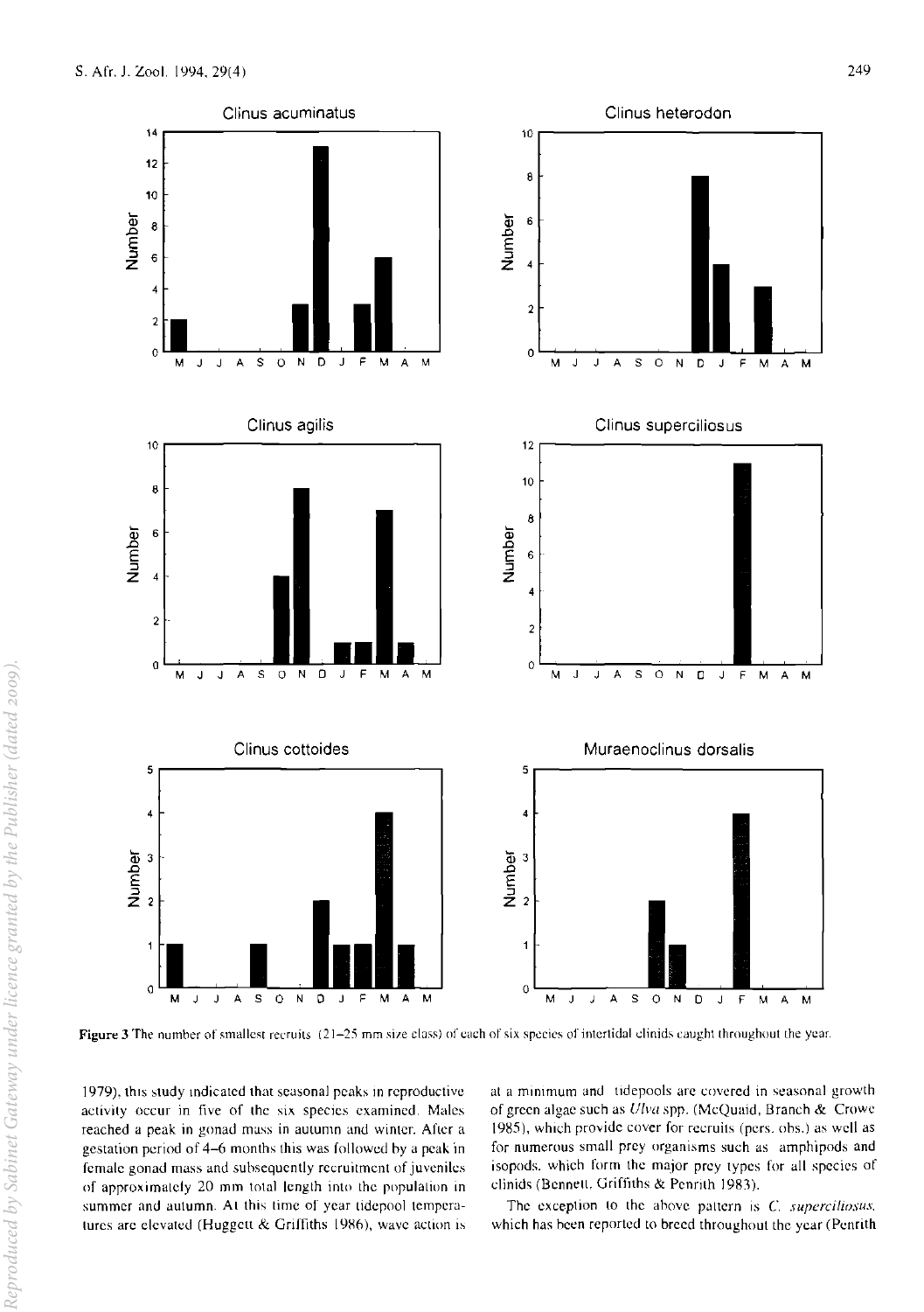Figure 3 The number of smallest recruits (21–25 mm size class) of each of six species of intertidal clinids caught throughout the year.

1979), this study indicated that seasonal peaks in reproductive activity occur in five of the six species examined. Males reached a peak in gonad mass in autumn and winter. After a gestation period of 4–6 months this was followed by a peak in female gonad mass and subsequently recruitment of juveniles of approximately 20 mm total length into the population in summer and autumn. At this time of year tidepool temperatures are elevated (Huggett & Griffiths 1986), wave action is at a minimum and tidepools are covered in seasonal growth of green algae such as *Ulva* spp. (McQuaid, Branch & Crowe 1985), which provide cover for recruits (pers. obs.) as well as for numerous small prey organisms such as amphipods and isopods, which form the major prey types for all species of clinids (Bennett, Griffiths & Penrith 1983).

The exception to the above pattern is *C. superciliosus*, which has been reported to breed throughout the year (Penrith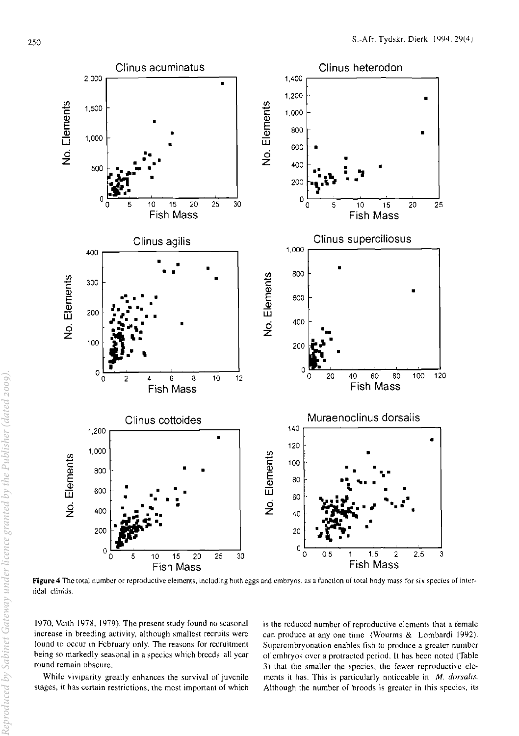Figure 4 The total number of reproductive elements, including both eggs and embryos, as a function of total body mass for six species of intertidal clinids.

1970, Veith 1978, 1979). The present study found no seasonal increase in breeding activity, although smallest recruits were found to occur in February only. The reasons for recruitment being so markedly seasonal in a species which breeds all year round remain obscure.

While viviparity greatly enhances the survival of juvenile stages, it has certain restrictions, the most important of which is the reduced number of reproductive elements that a female can produce at any one time (Wourms & Lombardi 1992). Superembryonation enables fish to produce a greater number of embryos over a protracted period. It has been noted (Table 3) that the smaller the species, the fewer reproductive elements it has. This is particularly noticeable in *M. dorsalis*. Although the number of broods is greater in this species, its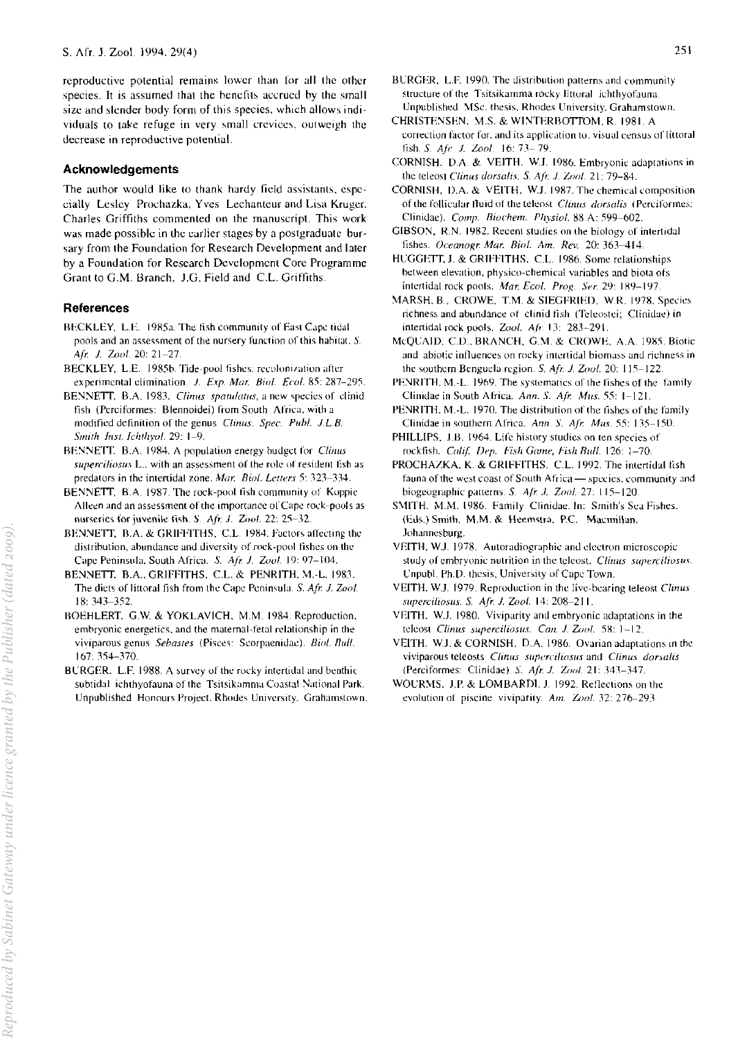reproductive potential remains lower than for all the other species. It is assumed that the benefits accrued by the small size and slender body form of this species, which allows individuals to take refuge in very small crevices, outweigh the decrease in reproductive potential.

## Acknowledgements

The author would like to thank hardy field assistants, especially Lesley Prochazka, Yves Lechanteur and Lisa Kruger. Charles Griffiths commented on the manuscript. This work was made possible in the earlier stages by a postgraduate bursary from the Foundation for Research Development and later by a Foundation for Research Development Core Programme Grant to G.M. Branch, J.G. Field and C.L. Griffiths.

## References

BECKLEY, L.E. 1985a. The fish community of East Cape tidal pools and an assessment of the nursery function of this habitat. *S. Afr. J. Zool.* 20: 21–27.

BECKLEY, L.E. 1985b. Tide-pool fishes: recolonization after experimental elimination. *J. Exp. Mar. Biol. Ecol.* 85: 287–295.

BENNETT, B.A. 1983. *Clinus spatulatus*, a new species of clinid fish (Perciformes: Blennoidei) from South Africa, with a modified definition of the genus *Clinus*. *Spec. Publ. J.L.B. Smith Inst. Ichthyol.* 29: 1–9.

BENNETT, B.A. 1984. A population energy budget for *Clinus superciliosus* L., with an assessment of the role of resident fish as predators in the intertidal zone. *Mar. Biol. Letters* 5: 323–334.

BENNETT, B.A. 1987. The rock-pool fish community of Koppie Alleen and an assessment of the importance of Cape rock-pools as nurseries for juvenile fish. *S. Afr. J. Zool.* 22: 25–32.

BENNETT, B.A. & GRIFFITHS, C.L. 1984. Factors affecting the distribution, abundance and diversity of rock-pool fishes on the Cape Peninsula, South Africa. *S. Afr. J. Zool.* 19: 97–104.

BENNETT, B.A., GRIFFITHS, C.L. & PENRITH, M.-L. 1983. The diets of littoral fish from the Cape Peninsula. *S. Afr. J. Zool.* 18: 343–352.

BOEHLERT, G.W. & YOKLAVICH, M.M. 1984. Reproduction, embryonic energetics, and the maternal-fetal relationship in the viviparous genus *Sebastes* (Pisces: Scorpaenidae). *Biol. Bull.* 167: 354–370.

BURGER, L.F. 1988. A survey of the rocky intertidal and benthic subtidal ichthyofauna of the Tsitsikamma Coastal National Park. Unpublished Honours Project, Rhodes University, Grahamstown.

BURGER, L.F. 1990. The distribution patterns and community structure of the Tsitsikamma rocky littoral ichthyofauna. Unpublished MSc. thesis, Rhodes University, Grahamstown.

CHRISTENSEN, M.S. & WINTERBOTTOM, R. 1981. A correction factor for, and its application to, visual census of littoral fish. *S. Afr. J. Zool.* 16: 73–79.

CORNISH, D.A. & VEITH, W.J. 1986. Embryonic adaptations in the teleost *Clinus dorsalis*. *S. Afr. J. Zool.* 21: 79–84.

CORNISH, D.A. & VEITH, W.J. 1987. The chemical composition of the follicular fluid of the teleost *Clinus dorsalis* (Perciformes: Clinidae). *Comp. Biochem. Physiol.* 88 A: 599–602.

GIBSON, R.N. 1982. Recent studies on the biology of intertidal fishes. *Oceanogr. Mar. Biol. Am. Rev.* 20: 363–414.

HUGGETT, J. & GRIFFITHS, C.L. 1986. Some relationships between elevation, physico-chemical variables and biota of intertidal rock pools. *Mar. Ecol. Prog. Ser.* 29: 189–197.

MARSH, B., CROWE, T.M. & SIEGFRIED, W.R. 1978. Species richness and abundance of clinid fish (Teleostei; Clinidae) in intertidal rock pools. *Zool. Afr.* 13: 283–291.

McQUAID, C.D., BRANCH, G.M. & CROWE, A.A. 1985. Biotic and abiotic influences on rocky intertidal biomass and richness in the southern Benguela region. *S. Afr. J. Zool.* 20: 115–122.

PENRITH, M.-L. 1969. The systematics of the fishes of the family Clinidae in South Africa. *Ann. S. Afr. Mus.* 55: 1–121.

PENRITH, M.-L. 1970. The distribution of the fishes of the family Clinidae in southern Africa. *Ann. S. Afr. Mus.* 55: 135–150.

PHILLIPS, J.B. 1964. Life history studies on ten species of rockfish. *Calif. Dep. Fish Game, Fish Bull.* 126: 1–70.

PROCHAZKA, K. & GRIFFITHS, C.L. 1992. The intertidal fish fauna of the west coast of South Africa — species, community and biogeographic patterns. *S. Afr. J. Zool.* 27: 115–120.

SMITH, M.M. 1986. Family Clinidae. In: Smith's Sea Fishes. (Eds.) Smith, M.M. & Heemstra, P.C. Macmillan, Johannesburg.

VEITH, W.J. 1978. Autoradiographic and electron microscopic study of embryonic nutrition in the teleost, *Clinus superciliosus*. Unpubl. Ph.D. thesis, University of Cape Town.

VEITH, W.J. 1979. Reproduction in the live-bearing teleost *Clinus superciliosus*. *S. Afr. J. Zool.* 14: 208–211.

VEITH, W.J. 1980. Viviparity and embryonic adaptations in the teleost *Clinus superciliosus*. *Can. J. Zool.* 58: 1–12.

VEITH, W.J. & CORNISH, D.A. 1986. Ovarian adaptations in the viviparous teleosts *Clinus superciliosus* and *Clinus dorsalis* (Perciformes: Clinidae). *S. Afr. J. Zool.* 21: 343–347.

WOURMS, J.P. & LOMBARDI, J. 1992. Reflections on the evolution of piscine viviparity. *Am. Zool.* 32: 276–293.